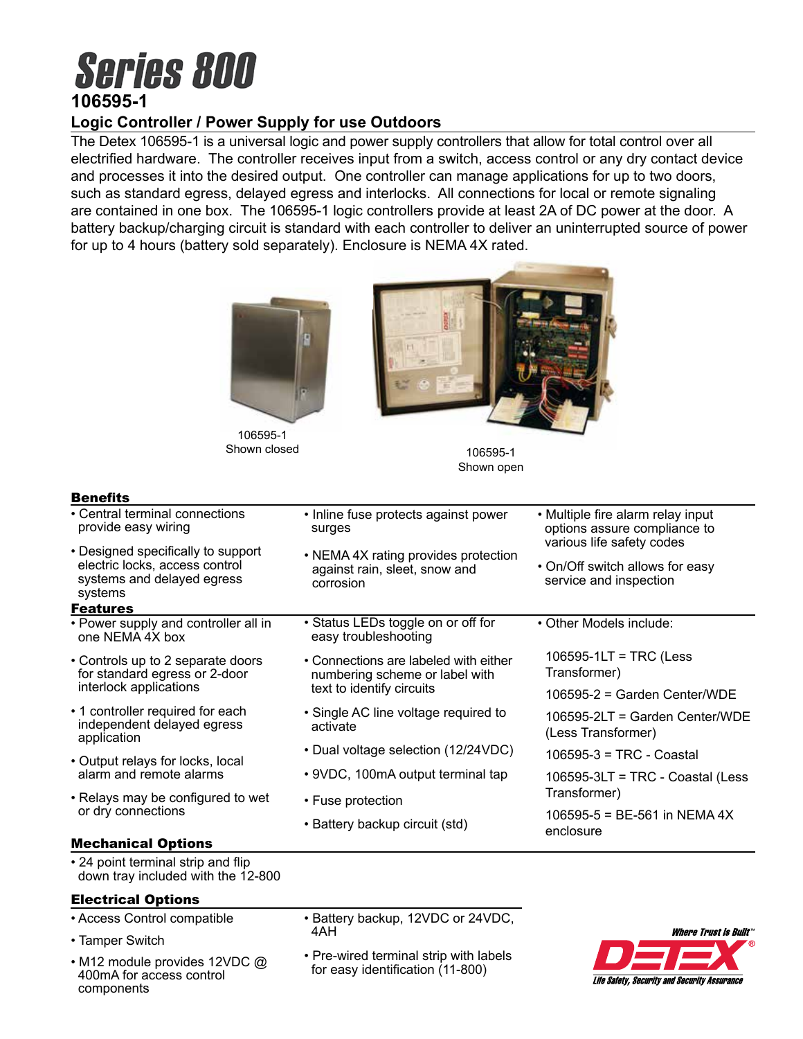# Series 800

## 106595-1

### Logic Controller / Power Supply for use Outdoors

The Detex 106595-1 is a universal logic and power supply controllers that allow for total control over all electrified hardware. The controller receives input from a switch, access control or any dry contact device and processes it into the desired output. One controller can manage applications for up to two doors, such as standard egress, delayed egress and interlocks. All connections for local or remote signaling are contained in one box. The 106595-1 logic controllers provide at least 2A of DC power at the door. A battery backup/charging circuit is standard with each controller to deliver an uninterrupted source of power for up to 4 hours (battery sold separately). Enclosure is NEMA 4X rated.

106595-1
Shown closed

106595-1
Shown open

### Benefits

- Central terminal connections provide easy wiring
- Designed specifically to support electric locks, access control systems and delayed egress systems
- Inline fuse protects against power surges
- NEMA 4X rating provides protection against rain, sleet, snow and corrosion
- Multiple fire alarm relay input options assure compliance to various life safety codes
- On/Off switch allows for easy service and inspection

### Features

- Power supply and controller all in one NEMA 4X box
- Controls up to 2 separate doors for standard egress or 2-door interlock applications
- 1 controller required for each independent delayed egress application
- Output relays for locks, local alarm and remote alarms
- Relays may be configured to wet or dry connections
- Status LEDs toggle on or off for easy troubleshooting
- Connections are labeled with either numbering scheme or label with text to identify circuits
- Single AC line voltage required to activate
- Dual voltage selection (12/24VDC)
- 9VDC, 100mA output terminal tap
- Fuse protection
- Battery backup circuit (std)
- Other Models include:

  106595-1LT = TRC (Less Transformer)

  106595-2 = Garden Center/WDE

  106595-2LT = Garden Center/WDE (Less Transformer)

  106595-3 = TRC - Coastal

  106595-3LT = TRC - Coastal (Less Transformer)

  106595-5 = BE-561 in NEMA 4X enclosure

### Mechanical Options

- 24 point terminal strip and flip down tray included with the 12-800

### Electrical Options

- Access Control compatible
- Tamper Switch
- M12 module provides 12VDC @ 400mA for access control components
- Battery backup, 12VDC or 24VDC, 4AH
- Pre-wired terminal strip with labels for easy identification (11-800)

*Where Trust is Built*™
DETEX®
*Life Safety, Security and Security Assurance*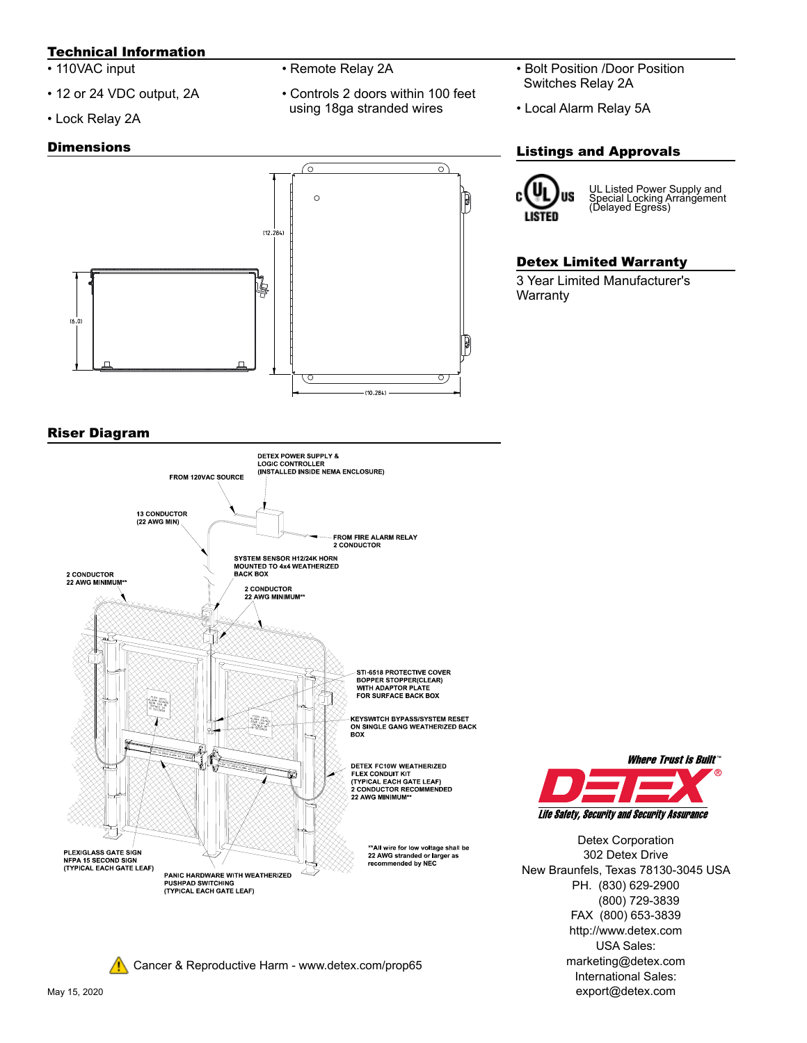## Technical Information

- 110VAC input
- 12 or 24 VDC output, 2A
- Lock Relay 2A
- Remote Relay 2A
- Controls 2 doors within 100 feet using 18ga stranded wires
- Bolt Position /Door Position Switches Relay 2A
- Local Alarm Relay 5A

## Dimensions

(12.284)

(6.0)

(10.284)

## Listings and Approvals

c UL US LISTED

UL Listed Power Supply and Special Locking Arrangement (Delayed Egress)

## Detex Limited Warranty

3 Year Limited Manufacturer's Warranty

## Riser Diagram

DETEX POWER SUPPLY & LOGIC CONTROLLER (INSTALLED INSIDE NEMA ENCLOSURE)

FROM 120VAC SOURCE

13 CONDUCTOR (22 AWG MIN)

FROM FIRE ALARM RELAY 2 CONDUCTOR

SYSTEM SENSOR H12/24K HORN MOUNTED TO 4x4 WEATHERIZED BACK BOX

2 CONDUCTOR 22 AWG MINIMUM**

2 CONDUCTOR 22 AWG MINIMUM**

STI-6518 PROTECTIVE COVER BOPPER STOPPER(CLEAR) WITH ADAPTOR PLATE FOR SURFACE BACK BOX

KEYSWITCH BYPASS/SYSTEM RESET ON SINGLE GANG WEATHERIZED BACK BOX

DETEX FC10W WEATHERIZED FLEX CONDUIT KIT (TYPICAL EACH GATE LEAF) 2 CONDUCTOR RECOMMENDED 22 AWG MINIMUM**

PLEXIGLASS GATE SIGN NFPA 15 SECOND SIGN (TYPICAL EACH GATE LEAF)

PANIC HARDWARE WITH WEATHERIZED PUSHPAD SWITCHING (TYPICAL EACH GATE LEAF)

**All wire for low voltage shall be 22 AWG stranded or larger as recommended by NEC

Cancer & Reproductive Harm - www.detex.com/prop65

May 15, 2020

*Where Trust is Built*™

DETEX®

*Life Safety, Security and Security Assurance*

Detex Corporation
302 Detex Drive
New Braunfels, Texas 78130-3045 USA
PH. (830) 629-2900
(800) 729-3839
FAX (800) 653-3839
http://www.detex.com
USA Sales:
marketing@detex.com
International Sales:
export@detex.com